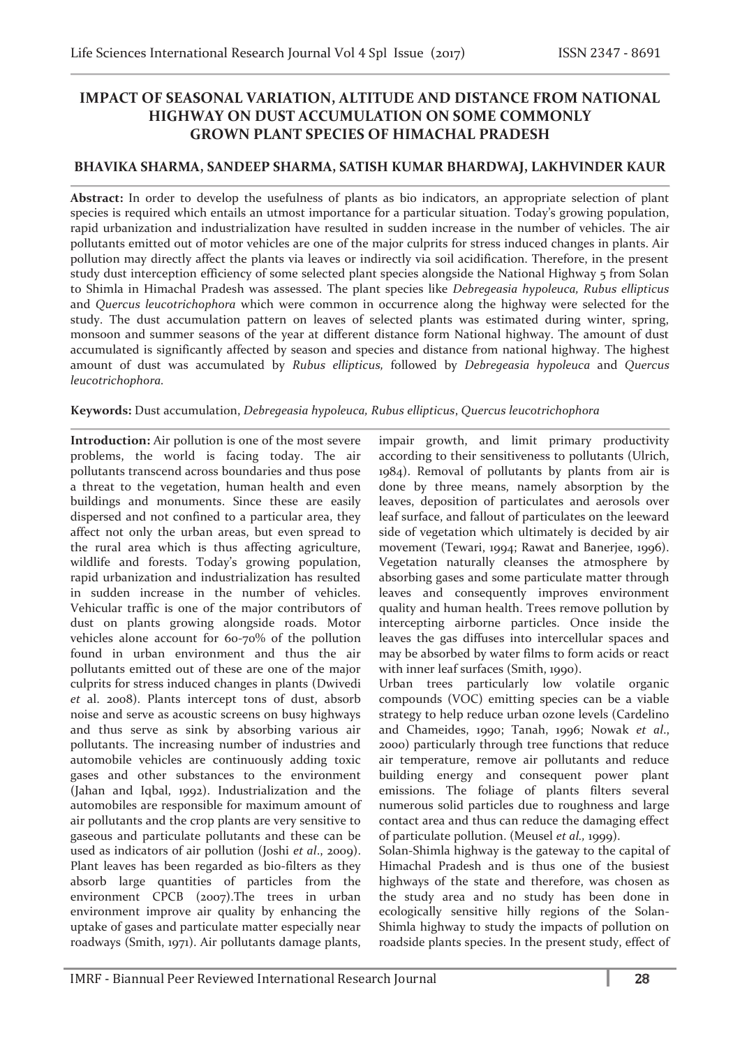# IMPACT OF SEASONAL VARIATION, ALTITUDE AND DISTANCE FROM NATIONAL HIGHWAY ON DUST ACCUMULATION ON SOME COMMONLY GROWN PLANT SPECIES OF HIMACHAL PRADESH

**BHAVIKA SHARMA, SANDEEP SHARMA, SATISH KUMAR BHARDWAJ, LAKHVINDER KAUR**

**Abstract:** In order to develop the usefulness of plants as bio indicators, an appropriate selection of plant species is required which entails an utmost importance for a particular situation. Today's growing population, rapid urbanization and industrialization have resulted in sudden increase in the number of vehicles. The air pollutants emitted out of motor vehicles are one of the major culprits for stress induced changes in plants. Air pollution may directly affect the plants via leaves or indirectly via soil acidification. Therefore, in the present study dust interception efficiency of some selected plant species alongside the National Highway 5 from Solan to Shimla in Himachal Pradesh was assessed. The plant species like *Debregeasia hypoleuca, Rubus ellipticus* and *Quercus leucotrichophora* which were common in occurrence along the highway were selected for the study. The dust accumulation pattern on leaves of selected plants was estimated during winter, spring, monsoon and summer seasons of the year at different distance form National highway. The amount of dust accumulated is significantly affected by season and species and distance from national highway. The highest amount of dust was accumulated by *Rubus ellipticus,* followed by *Debregeasia hypoleuca* and *Quercus leucotrichophora.*

**Keywords:** Dust accumulation, *Debregeasia hypoleuca, Rubus ellipticus*, *Quercus leucotrichophora*

**Introduction:** Air pollution is one of the most severe problems, the world is facing today. The air pollutants transcend across boundaries and thus pose a threat to the vegetation, human health and even buildings and monuments. Since these are easily dispersed and not confined to a particular area, they affect not only the urban areas, but even spread to the rural area which is thus affecting agriculture, wildlife and forests. Today's growing population, rapid urbanization and industrialization has resulted in sudden increase in the number of vehicles. Vehicular traffic is one of the major contributors of dust on plants growing alongside roads. Motor vehicles alone account for 60-70% of the pollution found in urban environment and thus the air pollutants emitted out of these are one of the major culprits for stress induced changes in plants (Dwivedi *et* al. 2008). Plants intercept tons of dust, absorb noise and serve as acoustic screens on busy highways and thus serve as sink by absorbing various air pollutants. The increasing number of industries and automobile vehicles are continuously adding toxic gases and other substances to the environment (Jahan and Iqbal, 1992). Industrialization and the automobiles are responsible for maximum amount of air pollutants and the crop plants are very sensitive to gaseous and particulate pollutants and these can be used as indicators of air pollution (Joshi *et al*., 2009). Plant leaves has been regarded as bio-filters as they absorb large quantities of particles from the environment CPCB (2007).The trees in urban environment improve air quality by enhancing the uptake of gases and particulate matter especially near roadways (Smith, 1971). Air pollutants damage plants, impair growth, and limit primary productivity according to their sensitiveness to pollutants (Ulrich, 1984). Removal of pollutants by plants from air is done by three means, namely absorption by the leaves, deposition of particulates and aerosols over leaf surface, and fallout of particulates on the leeward side of vegetation which ultimately is decided by air movement (Tewari, 1994; Rawat and Banerjee, 1996). Vegetation naturally cleanses the atmosphere by absorbing gases and some particulate matter through leaves and consequently improves environment quality and human health. Trees remove pollution by intercepting airborne particles. Once inside the leaves the gas diffuses into intercellular spaces and may be absorbed by water films to form acids or react with inner leaf surfaces (Smith, 1990).

Urban trees particularly low volatile organic compounds (VOC) emitting species can be a viable strategy to help reduce urban ozone levels (Cardelino and Chameides, 1990; Tanah, 1996; Nowak *et al*., 2000) particularly through tree functions that reduce air temperature, remove air pollutants and reduce building energy and consequent power plant emissions. The foliage of plants filters several numerous solid particles due to roughness and large contact area and thus can reduce the damaging effect of particulate pollution. (Meusel *et al.,* 1999).

Solan-Shimla highway is the gateway to the capital of Himachal Pradesh and is thus one of the busiest highways of the state and therefore, was chosen as the study area and no study has been done in ecologically sensitive hilly regions of the Solan-Shimla highway to study the impacts of pollution on roadside plants species. In the present study, effect of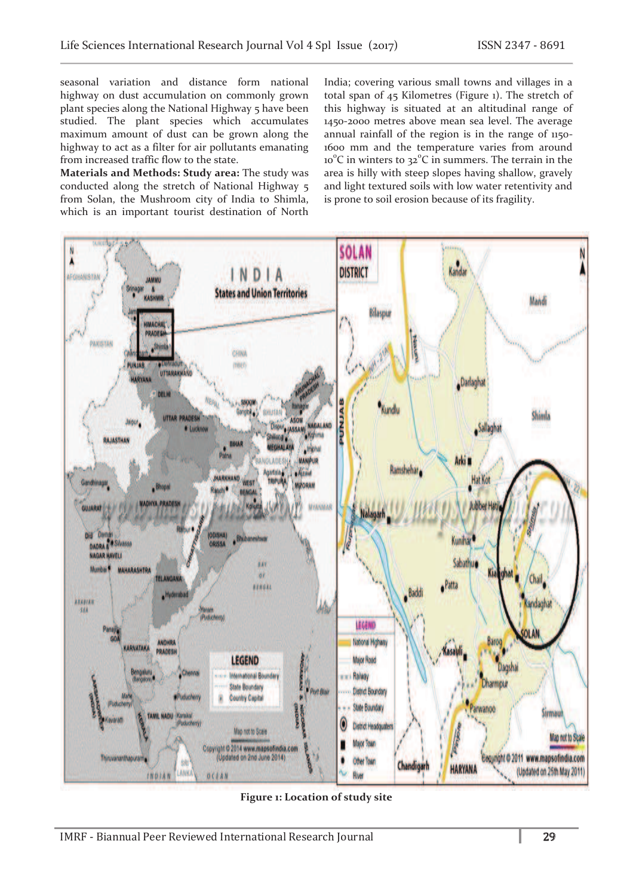seasonal variation and distance form national highway on dust accumulation on commonly grown plant species along the National Highway 5 have been studied. The plant species which accumulates maximum amount of dust can be grown along the highway to act as a filter for air pollutants emanating from increased traffic flow to the state.

**Materials and Methods: Study area:** The study was conducted along the stretch of National Highway 5 from Solan, the Mushroom city of India to Shimla, which is an important tourist destination of North India; covering various small towns and villages in a total span of 45 Kilometres (Figure 1). The stretch of this highway is situated at an altitudinal range of 1450-2000 metres above mean sea level. The average annual rainfall of the region is in the range of 1150-1600 mm and the temperature varies from around 10°C in winters to 32°C in summers. The terrain in the area is hilly with steep slopes having shallow, gravely and light textured soils with low water retentivity and is prone to soil erosion because of its fragility.

**Figure 1: Location of study site**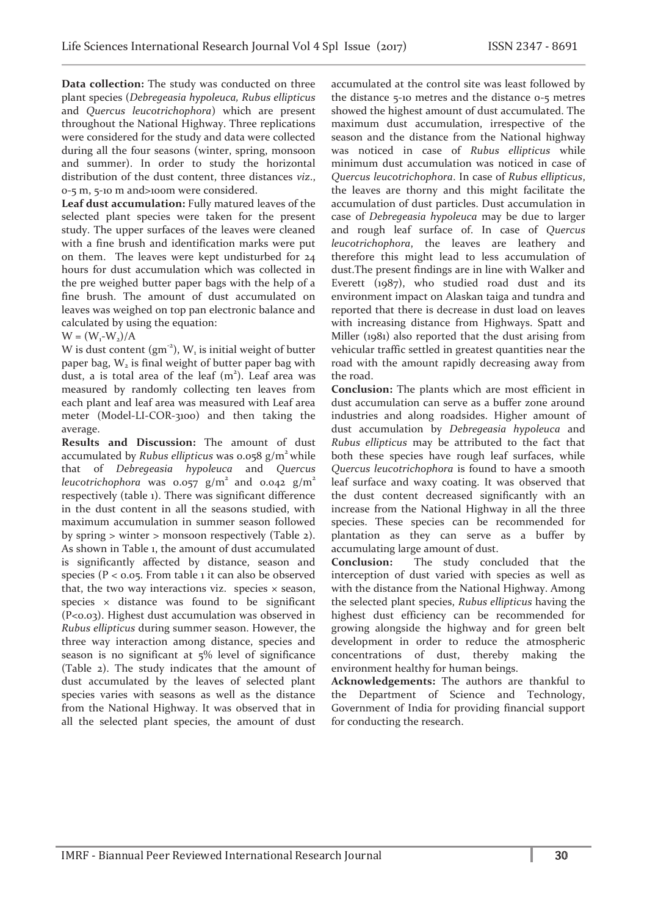**Data collection:** The study was conducted on three plant species (*Debregeasia hypoleuca, Rubus ellipticus* and *Quercus leucotrichophora*) which are present throughout the National Highway. Three replications were considered for the study and data were collected during all the four seasons (winter, spring, monsoon and summer). In order to study the horizontal distribution of the dust content, three distances *viz.*, 0-5 m, 5-10 m and>100m were considered.

**Leaf dust accumulation:** Fully matured leaves of the selected plant species were taken for the present study. The upper surfaces of the leaves were cleaned with a fine brush and identification marks were put on them. The leaves were kept undisturbed for 24 hours for dust accumulation which was collected in the pre weighed butter paper bags with the help of a fine brush. The amount of dust accumulated on leaves was weighed on top pan electronic balance and calculated by using the equation:

$W = (W_1-W_2)/A$

W is dust content ($gm^{-2}$), $W_1$ is initial weight of butter paper bag, $W_2$ is final weight of butter paper bag with dust, a is total area of the leaf ($m^2$). Leaf area was measured by randomly collecting ten leaves from each plant and leaf area was measured with Leaf area meter (Model-LI-COR-3100) and then taking the average.

**Results and Discussion:** The amount of dust accumulated by *Rubus ellipticus* was 0.058 $g/m^2$ while that of *Debregeasia hypoleuca* and *Quercus leucotrichophora* was 0.057 $g/m^2$ and 0.042 $g/m^2$ respectively (table 1). There was significant difference in the dust content in all the seasons studied, with maximum accumulation in summer season followed by spring > winter > monsoon respectively (Table 2). As shown in Table 1, the amount of dust accumulated is significantly affected by distance, season and species ($P < 0.05$. From table 1 it can also be observed that, the two way interactions viz. species × season, species × distance was found to be significant ($P<0.03$). Highest dust accumulation was observed in *Rubus ellipticus* during summer season. However, the three way interaction among distance, species and season is no significant at 5% level of significance (Table 2). The study indicates that the amount of dust accumulated by the leaves of selected plant species varies with seasons as well as the distance from the National Highway. It was observed that in all the selected plant species, the amount of dust accumulated at the control site was least followed by the distance 5-10 metres and the distance 0-5 metres showed the highest amount of dust accumulated. The maximum dust accumulation, irrespective of the season and the distance from the National highway was noticed in case of *Rubus ellipticus* while minimum dust accumulation was noticed in case of *Quercus leucotrichophora*. In case of *Rubus ellipticus*, the leaves are thorny and this might facilitate the accumulation of dust particles. Dust accumulation in case of *Debregeasia hypoleuca* may be due to larger and rough leaf surface of. In case of *Quercus leucotrichophora*, the leaves are leathery and therefore this might lead to less accumulation of dust.The present findings are in line with Walker and Everett (1987), who studied road dust and its environment impact on Alaskan taiga and tundra and reported that there is decrease in dust load on leaves with increasing distance from Highways. Spatt and Miller (1981) also reported that the dust arising from vehicular traffic settled in greatest quantities near the road with the amount rapidly decreasing away from the road.

**Conclusion:** The plants which are most efficient in dust accumulation can serve as a buffer zone around industries and along roadsides. Higher amount of dust accumulation by *Debregeasia hypoleuca* and *Rubus ellipticus* may be attributed to the fact that both these species have rough leaf surfaces, while *Quercus leucotrichophora* is found to have a smooth leaf surface and waxy coating. It was observed that the dust content decreased significantly with an increase from the National Highway in all the three species. These species can be recommended for plantation as they can serve as a buffer by accumulating large amount of dust.

**Conclusion:** The study concluded that the interception of dust varied with species as well as with the distance from the National Highway. Among the selected plant species, *Rubus ellipticus* having the highest dust efficiency can be recommended for growing alongside the highway and for green belt development in order to reduce the atmospheric concentrations of dust, thereby making the environment healthy for human beings.

**Acknowledgements:** The authors are thankful to the Department of Science and Technology, Government of India for providing financial support for conducting the research.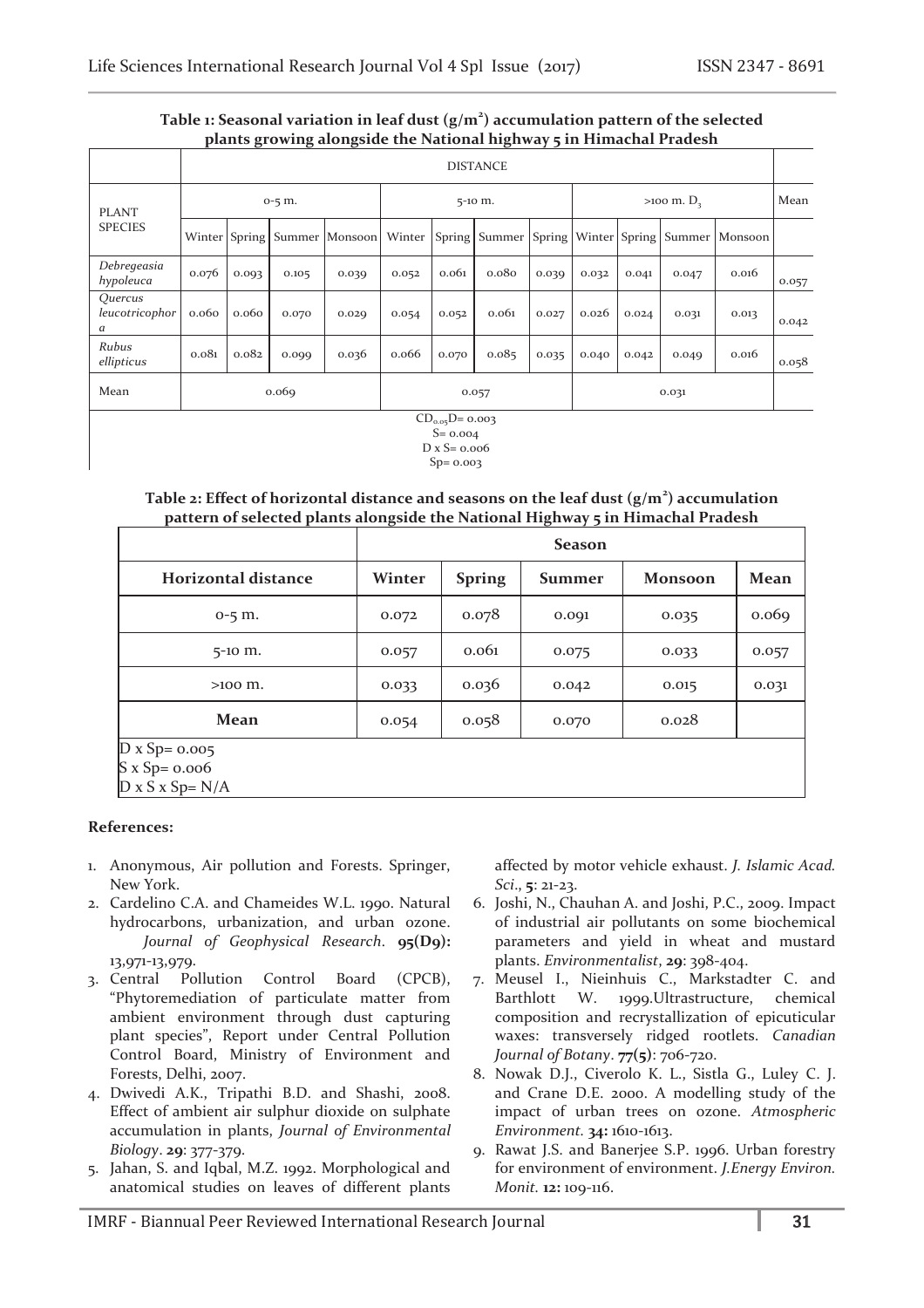**Table 1: Seasonal variation in leaf dust ($g/m^2$) accumulation pattern of the selected plants growing alongside the National highway 5 in Himachal Pradesh**

| PLANT SPECIES | DISTANCE | | | | | | | | | | | | Mean |
|---|---|---|---|---|---|---|---|---|---|---|---|---|---|
| | 0-5 m. | | | | 5-10 m. | | | | >100 m. $D_3$ | | | | |
| | Winter | Spring | Summer | Monsoon | Winter | Spring | Summer | Spring | Winter | Spring | Summer | Monsoon | |
| *Debregeasia hypoleuca* | 0.076 | 0.093 | 0.105 | 0.039 | 0.052 | 0.061 | 0.080 | 0.039 | 0.032 | 0.041 | 0.047 | 0.016 | 0.057 |
| *Quercus leucotricophora* | 0.060 | 0.060 | 0.070 | 0.029 | 0.054 | 0.052 | 0.061 | 0.027 | 0.026 | 0.024 | 0.031 | 0.013 | 0.042 |
| *Rubus ellipticus* | 0.081 | 0.082 | 0.099 | 0.036 | 0.066 | 0.070 | 0.085 | 0.035 | 0.040 | 0.042 | 0.049 | 0.016 | 0.058 |
| Mean | 0.069 | | | | 0.057 | | | | 0.031 | | | | |

$CD_{0.05}D = 0.003$
S= 0.004
D x S= 0.006
Sp= 0.003

**Table 2: Effect of horizontal distance and seasons on the leaf dust ($g/m^2$) accumulation pattern of selected plants alongside the National Highway 5 in Himachal Pradesh**

| | Season | | | | |
|---|---|---|---|---|---|
| **Horizontal distance** | **Winter** | **Spring** | **Summer** | **Monsoon** | **Mean** |
| 0-5 m. | 0.072 | 0.078 | 0.091 | 0.035 | 0.069 |
| 5-10 m. | 0.057 | 0.061 | 0.075 | 0.033 | 0.057 |
| >100 m. | 0.033 | 0.036 | 0.042 | 0.015 | 0.031 |
| **Mean** | 0.054 | 0.058 | 0.070 | 0.028 | |

D x Sp= 0.005
S x Sp= 0.006
D x S x Sp= N/A

## References:

1. Anonymous, Air pollution and Forests. Springer, New York.
2. Cardelino C.A. and Chameides W.L. 1990. Natural hydrocarbons, urbanization, and urban ozone. *Journal of Geophysical Research*. **95(D9):** 13,971-13,979.
3. Central Pollution Control Board (CPCB), "Phytoremediation of particulate matter from ambient environment through dust capturing plant species", Report under Central Pollution Control Board, Ministry of Environment and Forests, Delhi, 2007.
4. Dwivedi A.K., Tripathi B.D. and Shashi, 2008. Effect of ambient air sulphur dioxide on sulphate accumulation in plants, *Journal of Environmental Biology*. **29**: 377-379.
5. Jahan, S. and Iqbal, M.Z. 1992. Morphological and anatomical studies on leaves of different plants affected by motor vehicle exhaust. *J. Islamic Acad. Sci*., **5**: 21-23.
6. Joshi, N., Chauhan A. and Joshi, P.C., 2009. Impact of industrial air pollutants on some biochemical parameters and yield in wheat and mustard plants. *Environmentalist*, **29**: 398-404.
7. Meusel I., Nieinhuis C., Markstadter C. and Barthlott W. 1999.Ultrastructure, chemical composition and recrystallization of epicuticular waxes: transversely ridged rootlets. *Canadian Journal of Botany*. **77(5)**: 706-720.
8. Nowak D.J., Civerolo K. L., Sistla G., Luley C. J. and Crane D.E. 2000. A modelling study of the impact of urban trees on ozone. *Atmospheric Environment*. **34:** 1610-1613.
9. Rawat J.S. and Banerjee S.P. 1996. Urban forestry for environment of environment. *J.Energy Environ. Monit.* **12:** 109-116.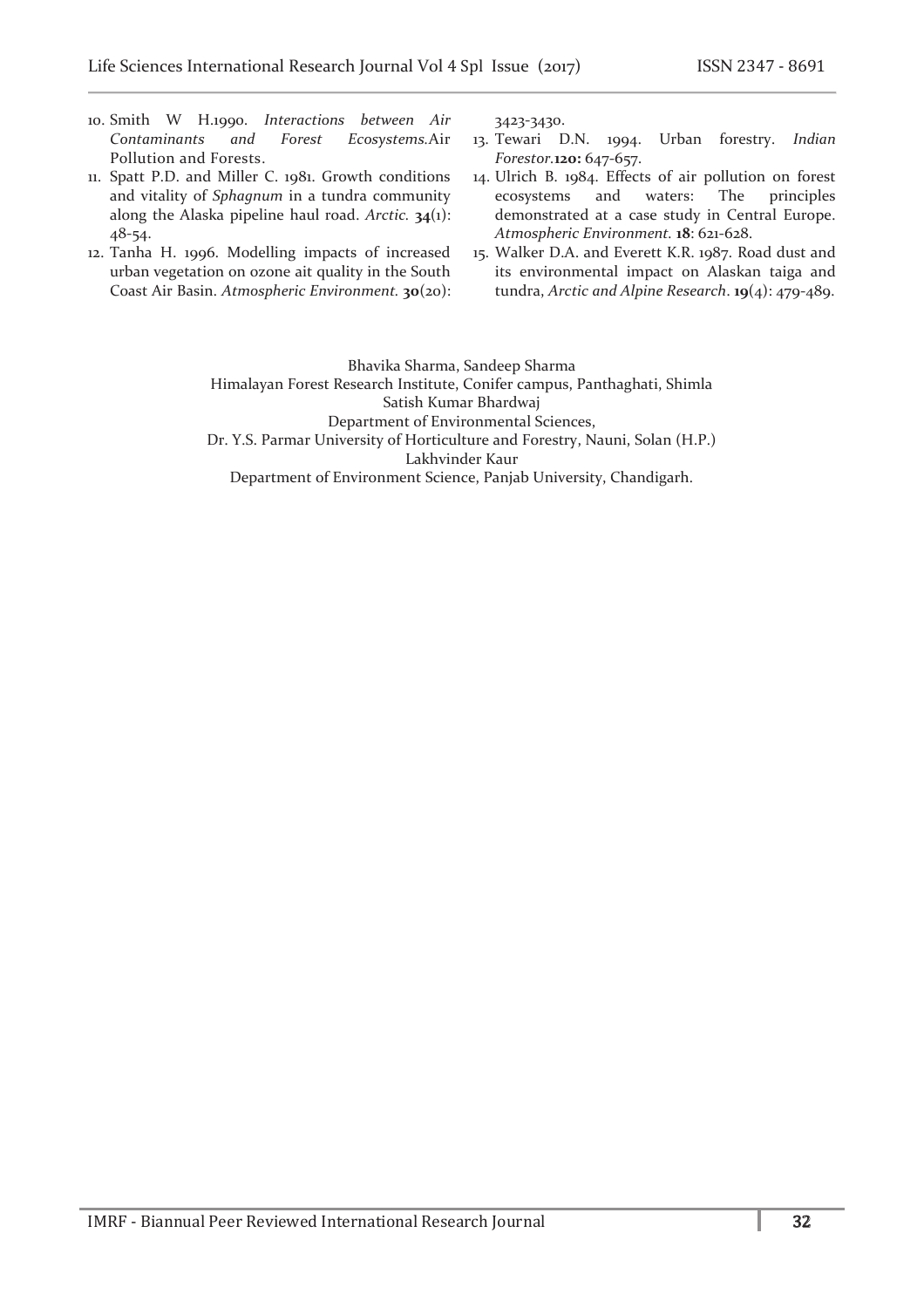10. Smith W H.1990. *Interactions between Air Contaminants and Forest Ecosystems.*Air Pollution and Forests.
11. Spatt P.D. and Miller C. 1981. Growth conditions and vitality of *Sphagnum* in a tundra community along the Alaska pipeline haul road. *Arctic.* **34**(1): 48-54.
12. Tanha H. 1996. Modelling impacts of increased urban vegetation on ozone ait quality in the South Coast Air Basin. *Atmospheric Environment.* **30**(20): 3423-3430.
13. Tewari D.N. 1994. Urban forestry. *Indian Forestor.***120:** 647-657.
14. Ulrich B. 1984. Effects of air pollution on forest ecosystems and waters: The principles demonstrated at a case study in Central Europe. *Atmospheric Environment.* **18**: 621-628.
15. Walker D.A. and Everett K.R. 1987. Road dust and its environmental impact on Alaskan taiga and tundra, *Arctic and Alpine Research*. **19**(4): 479-489.

Bhavika Sharma, Sandeep Sharma
Himalayan Forest Research Institute, Conifer campus, Panthaghati, Shimla
Satish Kumar Bhardwaj
Department of Environmental Sciences,
Dr. Y.S. Parmar University of Horticulture and Forestry, Nauni, Solan (H.P.)
Lakhvinder Kaur
Department of Environment Science, Panjab University, Chandigarh.